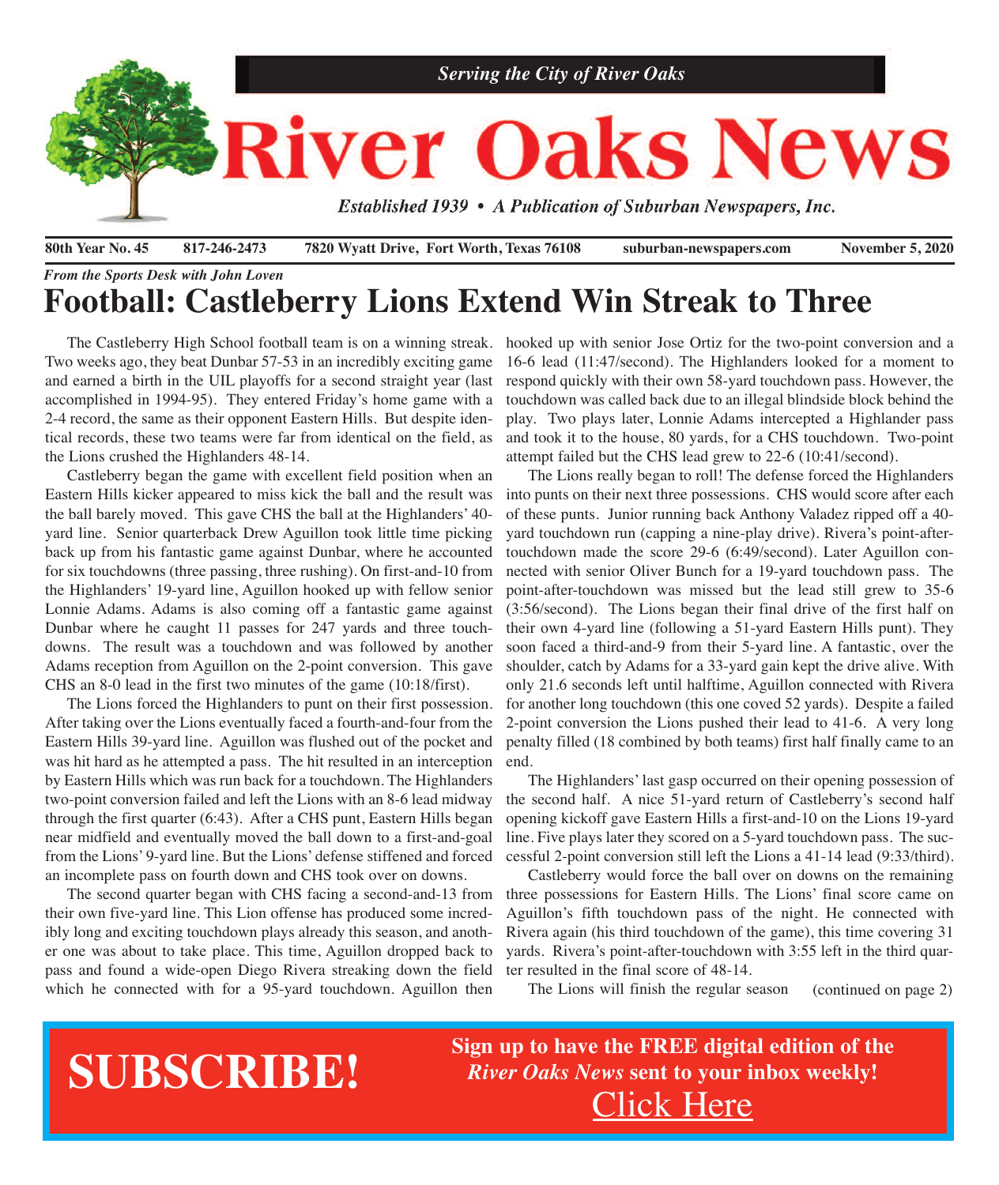*Serving the City of River Oaks*

# River Oaks News

*Established 1939 • A Publication of Suburban Newspapers, Inc.*

**80th Year No. 45** | **817-246-2473** | **7820 Wyatt Drive, Fort Worth, Texas 76108** | **suburban-newspapers.com** | **November 5, 2020**

*From the Sports Desk with John Loven*

## Football: Castleberry Lions Extend Win Streak to Three

The Castleberry High School football team is on a winning streak. Two weeks ago, they beat Dunbar 57-53 in an incredibly exciting game and earned a birth in the UIL playoffs for a second straight year (last accomplished in 1994-95). They entered Friday's home game with a 2-4 record, the same as their opponent Eastern Hills. But despite identical records, these two teams were far from identical on the field, as the Lions crushed the Highlanders 48-14.

Castleberry began the game with excellent field position when an Eastern Hills kicker appeared to miss kick the ball and the result was the ball barely moved. This gave CHS the ball at the Highlanders' 40-yard line. Senior quarterback Drew Aguillon took little time picking back up from his fantastic game against Dunbar, where he accounted for six touchdowns (three passing, three rushing). On first-and-10 from the Highlanders' 19-yard line, Aguillon hooked up with fellow senior Lonnie Adams. Adams is also coming off a fantastic game against Dunbar where he caught 11 passes for 247 yards and three touchdowns. The result was a touchdown and was followed by another Adams reception from Aguillon on the 2-point conversion. This gave CHS an 8-0 lead in the first two minutes of the game (10:18/first).

The Lions forced the Highlanders to punt on their first possession. After taking over the Lions eventually faced a fourth-and-four from the Eastern Hills 39-yard line. Aguillon was flushed out of the pocket and was hit hard as he attempted a pass. The hit resulted in an interception by Eastern Hills which was run back for a touchdown. The Highlanders two-point conversion failed and left the Lions with an 8-6 lead midway through the first quarter (6:43). After a CHS punt, Eastern Hills began near midfield and eventually moved the ball down to a first-and-goal from the Lions' 9-yard line. But the Lions' defense stiffened and forced an incomplete pass on fourth down and CHS took over on downs.

The second quarter began with CHS facing a second-and-13 from their own five-yard line. This Lion offense has produced some incredibly long and exciting touchdown plays already this season, and another one was about to take place. This time, Aguillon dropped back to pass and found a wide-open Diego Rivera streaking down the field which he connected with for a 95-yard touchdown. Aguillon then hooked up with senior Jose Ortiz for the two-point conversion and a 16-6 lead (11:47/second). The Highlanders looked for a moment to respond quickly with their own 58-yard touchdown pass. However, the touchdown was called back due to an illegal blindside block behind the play. Two plays later, Lonnie Adams intercepted a Highlander pass and took it to the house, 80 yards, for a CHS touchdown. Two-point attempt failed but the CHS lead grew to 22-6 (10:41/second).

The Lions really began to roll! The defense forced the Highlanders into punts on their next three possessions. CHS would score after each of these punts. Junior running back Anthony Valadez ripped off a 40-yard touchdown run (capping a nine-play drive). Rivera's point-after-touchdown made the score 29-6 (6:49/second). Later Aguillon connected with senior Oliver Bunch for a 19-yard touchdown pass. The point-after-touchdown was missed but the lead still grew to 35-6 (3:56/second). The Lions began their final drive of the first half on their own 4-yard line (following a 51-yard Eastern Hills punt). They soon faced a third-and-9 from their 5-yard line. A fantastic, over the shoulder, catch by Adams for a 33-yard gain kept the drive alive. With only 21.6 seconds left until halftime, Aguillon connected with Rivera for another long touchdown (this one coved 52 yards). Despite a failed 2-point conversion the Lions pushed their lead to 41-6. A very long penalty filled (18 combined by both teams) first half finally came to an end.

The Highlanders' last gasp occurred on their opening possession of the second half. A nice 51-yard return of Castleberry's second half opening kickoff gave Eastern Hills a first-and-10 on the Lions 19-yard line. Five plays later they scored on a 5-yard touchdown pass. The successful 2-point conversion still left the Lions a 41-14 lead (9:33/third).

Castleberry would force the ball over on downs on the remaining three possessions for Eastern Hills. The Lions' final score came on Aguillon's fifth touchdown pass of the night. He connected with Rivera again (his third touchdown of the game), this time covering 31 yards. Rivera's point-after-touchdown with 3:55 left in the third quarter resulted in the final score of 48-14.

The Lions will finish the regular season (continued on page 2)

**SUBSCRIBE!**

**Sign up to have the FREE digital edition of the *River Oaks News* sent to your inbox weekly!**

Click Here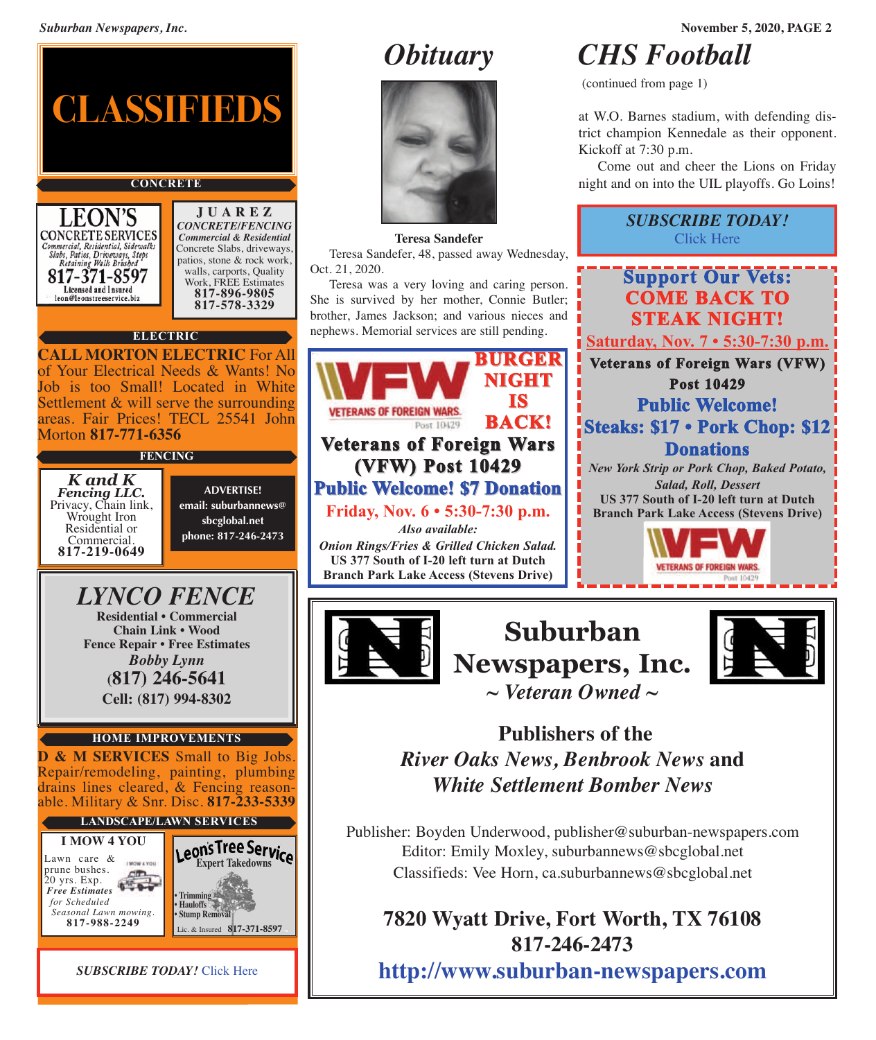# CLASSIFIEDS

**CONCRETE**

**LEON'S CONCRETE SERVICES**
Commercial, Residential, Sidewalks
Slabs, Patios, Driveways, Steps
Retaining Walls Brushed
**817-371-8597**
Licensed and Insured
leon@leonstreeservice.biz

**JUAREZ**
*CONCRETE/FENCING*
*Commercial & Residential*
Concrete Slabs, driveways, patios, stone & rock work, walls, carports, Quality Work, FREE Estimates
**817-896-9805**
**817-578-3329**

**ELECTRIC**

**CALL MORTON ELECTRIC** For All of Your Electrical Needs & Wants! No Job is too Small! Located in White Settlement & will serve the surrounding areas. Fair Prices! TECL 25541 John Morton **817-771-6356**

**FENCING**

*K and K Fencing LLC.*
Privacy, Chain link, Wrought Iron
Residential or Commercial.
**817-219-0649**

**ADVERTISE!**
**email: suburbannews@sbcglobal.net**
**phone: 817-246-2473**

*LYNCO FENCE*
**Residential • Commercial**
**Chain Link • Wood**
**Fence Repair • Free Estimates**
*Bobby Lynn*
**(817) 246-5641**
**Cell: (817) 994-8302**

**HOME IMPROVEMENTS**

**D & M SERVICES** Small to Big Jobs. Repair/remodeling, painting, plumbing drains lines cleared, & Fencing reasonable. Military & Snr. Disc. **817-233-5339**

**LANDSCAPE/LAWN SERVICES**

**I MOW 4 YOU**
Lawn care & prune bushes. 20 yrs. Exp.
*Free Estimates for Scheduled Seasonal Lawn mowing.*
**817-988-2249**

**Leon's Tree Service**
Expert Takedowns
• Trimming
• Hauloffs
• Stump Removal
Lic. & Insured **817-371-8597**

*SUBSCRIBE TODAY!* Click Here

# Obituary

**Teresa Sandefer**

Teresa Sandefer, 48, passed away Wednesday, Oct. 21, 2020.

Teresa was a very loving and caring person. She is survived by her mother, Connie Butler; brother, James Jackson; and various nieces and nephews. Memorial services are still pending.

**VFW — VETERANS OF FOREIGN WARS Post 10429**

**BURGER NIGHT IS BACK!**

**Veterans of Foreign Wars (VFW) Post 10429**
**Public Welcome! $7 Donation**
**Friday, Nov. 6 • 5:30-7:30 p.m.**
*Also available:*
*Onion Rings/Fries & Grilled Chicken Salad.*
**US 377 South of I-20 left turn at Dutch Branch Park Lake Access (Stevens Drive)**

# CHS Football

(continued from page 1)

at W.O. Barnes stadium, with defending district champion Kennedale as their opponent. Kickoff at 7:30 p.m.

Come out and cheer the Lions on Friday night and on into the UIL playoffs. Go Loins!

*SUBSCRIBE TODAY!* Click Here

**Support Our Vets:**
**COME BACK TO STEAK NIGHT!**
**Saturday, Nov. 7 • 5:30-7:30 p.m.**
**Veterans of Foreign Wars (VFW) Post 10429**
**Public Welcome!**
**Steaks: $17 • Pork Chop: $12**
**Donations**
*New York Strip or Pork Chop, Baked Potato, Salad, Roll, Dessert*
**US 377 South of I-20 left turn at Dutch Branch Park Lake Access (Stevens Drive)**

VFW — VETERANS OF FOREIGN WARS Post 10429

**Suburban Newspapers, Inc.**
*~ Veteran Owned ~*

**Publishers of the**
***River Oaks News, Benbrook News* and**
***White Settlement Bomber News***

Publisher: Boyden Underwood, publisher@suburban-newspapers.com
Editor: Emily Moxley, suburbannews@sbcglobal.net
Classifieds: Vee Horn, ca.suburbannews@sbcglobal.net

**7820 Wyatt Drive, Fort Worth, TX 76108**
**817-246-2473**
**http://www.suburban-newspapers.com**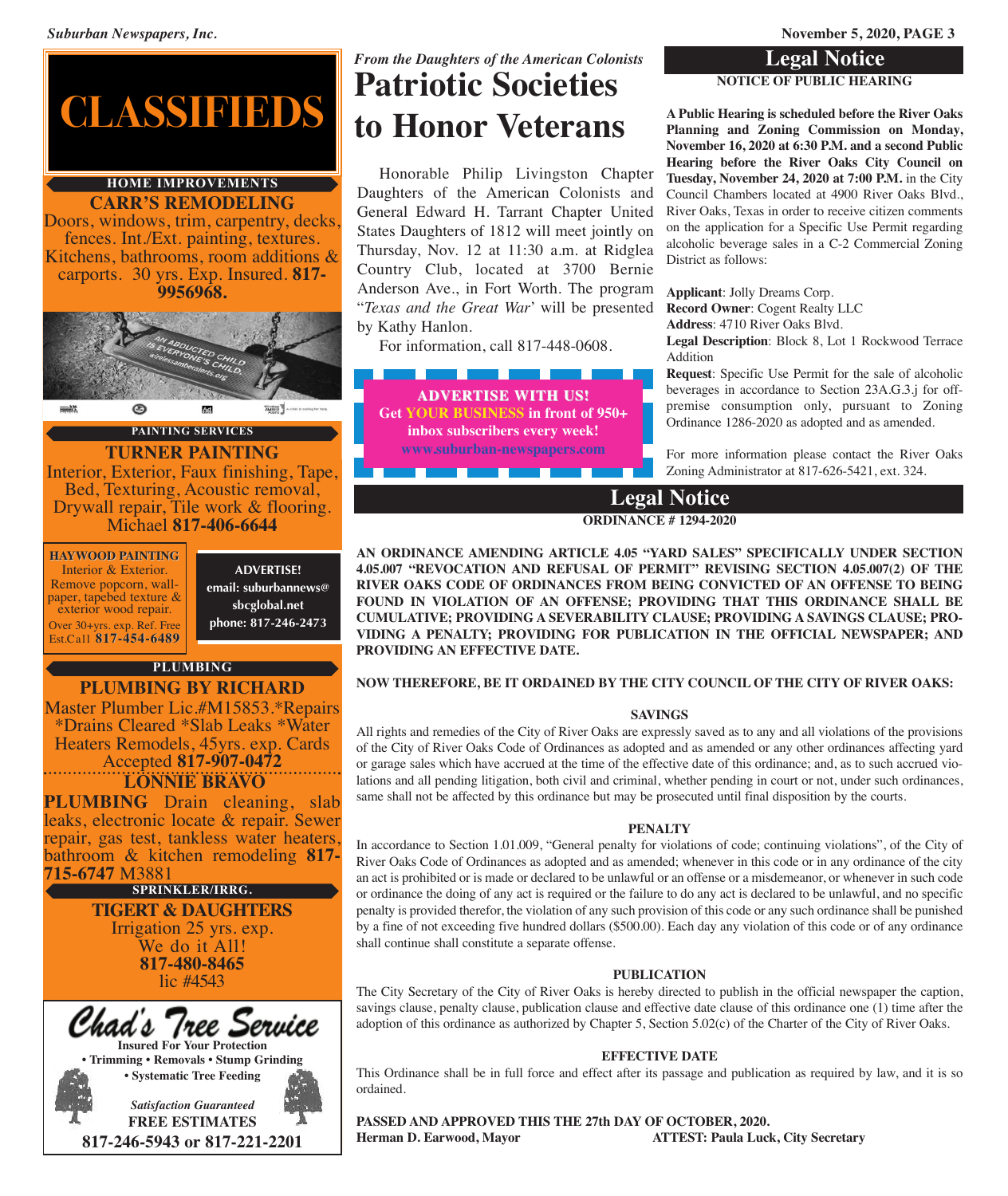# CLASSIFIEDS

### HOME IMPROVEMENTS

**CARR'S REMODELING**

Doors, windows, trim, carpentry, decks, fences. Int./Ext. painting, textures. Kitchens, bathrooms, room additions & carports. 30 yrs. Exp. Insured. **817-9956968.**

AN ABDUCTED CHILD IS EVERYONE'S CHILD. wirelessamberalerts.org

### PAINTING SERVICES

**TURNER PAINTING**

Interior, Exterior, Faux finishing, Tape, Bed, Texturing, Acoustic removal, Drywall repair, Tile work & flooring. Michael **817-406-6644**

**HAYWOOD PAINTING**

Interior & Exterior. Remove popcorn, wallpaper, tapebed texture & exterior wood repair. Over 30+yrs. exp. Ref. Free Est.Call **817-454-6489**

**ADVERTISE!**
**email: suburbannews@sbcglobal.net**
**phone: 817-246-2473**

### PLUMBING

**PLUMBING BY RICHARD**

Master Plumber Lic.#M15853.*Repairs *Drains Cleared *Slab Leaks *Water Heaters Remodels, 45yrs. exp. Cards Accepted **817-907-0472**

**LONNIE BRAVO PLUMBING** Drain cleaning, slab leaks, electronic locate & repair. Sewer repair, gas test, tankless water heaters, bathroom & kitchen remodeling **817-715-6747** M3881

### SPRINKLER/IRRG.

**TIGERT & DAUGHTERS**

Irrigation 25 yrs. exp.
We do it All!
**817-480-8465**
lic #4543

**Chad's Tree Service**

**Insured For Your Protection**
**• Trimming • Removals • Stump Grinding**
**• Systematic Tree Feeding**

***Satisfaction Guaranteed***
**FREE ESTIMATES**
**817-246-5943 or 817-221-2201**

*From the Daughters of the American Colonists*

# Patriotic Societies to Honor Veterans

Honorable Philip Livingston Chapter Daughters of the American Colonists and General Edward H. Tarrant Chapter United States Daughters of 1812 will meet jointly on Thursday, Nov. 12 at 11:30 a.m. at Ridglea Country Club, located at 3700 Bernie Anderson Ave., in Fort Worth. The program "*Texas and the Great War*" will be presented by Kathy Hanlon.

For information, call 817-448-0608.

**ADVERTISE WITH US!**
**Get YOUR BUSINESS in front of 950+ inbox subscribers every week!**
**www.suburban-newspapers.com**

## Legal Notice

**NOTICE OF PUBLIC HEARING**

**A Public Hearing is scheduled before the River Oaks Planning and Zoning Commission on Monday, November 16, 2020 at 6:30 P.M. and a second Public Hearing before the River Oaks City Council on Tuesday, November 24, 2020 at 7:00 P.M.** in the City Council Chambers located at 4900 River Oaks Blvd., River Oaks, Texas in order to receive citizen comments on the application for a Specific Use Permit regarding alcoholic beverage sales in a C-2 Commercial Zoning District as follows:

**Applicant**: Jolly Dreams Corp.
**Record Owner**: Cogent Realty LLC
**Address**: 4710 River Oaks Blvd.
**Legal Description**: Block 8, Lot 1 Rockwood Terrace Addition
**Request**: Specific Use Permit for the sale of alcoholic beverages in accordance to Section 23A.G.3.j for off-premise consumption only, pursuant to Zoning Ordinance 1286-2020 as adopted and as amended.

For more information please contact the River Oaks Zoning Administrator at 817-626-5421, ext. 324.

## Legal Notice

**ORDINANCE # 1294-2020**

**AN ORDINANCE AMENDING ARTICLE 4.05 "YARD SALES" SPECIFICALLY UNDER SECTION 4.05.007 "REVOCATION AND REFUSAL OF PERMIT" REVISING SECTION 4.05.007(2) OF THE RIVER OAKS CODE OF ORDINANCES FROM BEING CONVICTED OF AN OFFENSE TO BEING FOUND IN VIOLATION OF AN OFFENSE; PROVIDING THAT THIS ORDINANCE SHALL BE CUMULATIVE; PROVIDING A SEVERABILITY CLAUSE; PROVIDING A SAVINGS CLAUSE; PROVIDING A PENALTY; PROVIDING FOR PUBLICATION IN THE OFFICIAL NEWSPAPER; AND PROVIDING AN EFFECTIVE DATE.**

**NOW THEREFORE, BE IT ORDAINED BY THE CITY COUNCIL OF THE CITY OF RIVER OAKS:**

**SAVINGS**

All rights and remedies of the City of River Oaks are expressly saved as to any and all violations of the provisions of the City of River Oaks Code of Ordinances as adopted and as amended or any other ordinances affecting yard or garage sales which have accrued at the time of the effective date of this ordinance; and, as to such accrued violations and all pending litigation, both civil and criminal, whether pending in court or not, under such ordinances, same shall not be affected by this ordinance but may be prosecuted until final disposition by the courts.

**PENALTY**

In accordance to Section 1.01.009, "General penalty for violations of code; continuing violations", of the City of River Oaks Code of Ordinances as adopted and as amended; whenever in this code or in any ordinance of the city an act is prohibited or is made or declared to be unlawful or an offense or a misdemeanor, or whenever in such code or ordinance the doing of any act is required or the failure to do any act is declared to be unlawful, and no specific penalty is provided therefor, the violation of any such provision of this code or any such ordinance shall be punished by a fine of not exceeding five hundred dollars ($500.00). Each day any violation of this code or of any ordinance shall continue shall constitute a separate offense.

**PUBLICATION**

The City Secretary of the City of River Oaks is hereby directed to publish in the official newspaper the caption, savings clause, penalty clause, publication clause and effective date clause of this ordinance one (1) time after the adoption of this ordinance as authorized by Chapter 5, Section 5.02(c) of the Charter of the City of River Oaks.

**EFFECTIVE DATE**

This Ordinance shall be in full force and effect after its passage and publication as required by law, and it is so ordained.

**PASSED AND APPROVED THIS THE 27th DAY OF OCTOBER, 2020.**
**Herman D. Earwood, Mayor** **ATTEST: Paula Luck, City Secretary**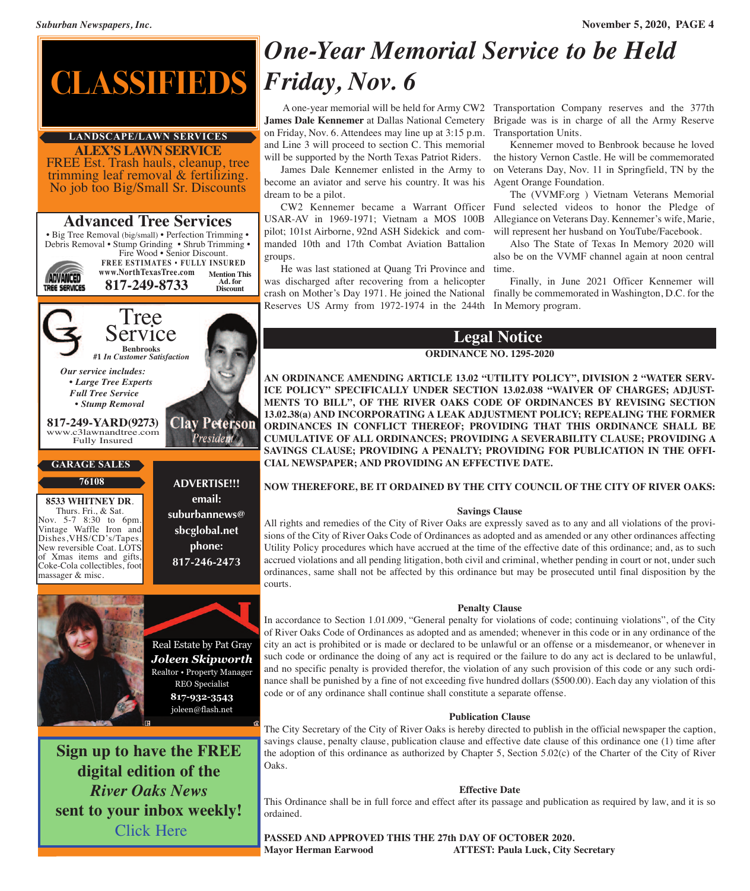# CLASSIFIEDS

**LANDSCAPE/LAWN SERVICES**

**ALEX'S LAWN SERVICE**
FREE Est. Trash hauls, cleanup, tree trimming leaf removal & fertilizing. No job too Big/Small Sr. Discounts

**Advanced Tree Services**
• Big Tree Removal (big/small) • Perfection Trimming • Debris Removal • Stump Grinding • Shrub Trimming • Fire Wood • Senior Discount.
FREE ESTIMATES • FULLY INSURED
www.NorthTexasTree.com
817-249-8733
Mention This Ad. for Discount

**C3 Tree Service**
Benbrooks
*#1 In Customer Satisfaction*
*Our service includes:*
*• Large Tree Experts*
*Full Tree Service*
*• Stump Removal*
**817-249-YARD(9273)**
www.c3lawnandtree.com
Fully Insured
Clay Peterson
*President*

**GARAGE SALES**

**76108**

**8533 WHITNEY DR.** Thurs. Fri., & Sat. Nov. 5-7 8:30 to 6pm. Vintage Waffle Iron and Dishes, VHS/CD's/Tapes, New reversible Coat. LOTS of Xmas items and gifts, Coke-Cola collectibles, foot massager & misc.

**ADVERTISE!!!**
**email:**
**suburbannews@sbcglobal.net**
**phone:**
**817-246-2473**

Real Estate by Pat Gray
***Joleen Skipworth***
Realtor • Property Manager
REO Specialist
**817-932-3543**
joleen@flash.net

**Sign up to have the FREE digital edition of the *River Oaks News* sent to your inbox weekly!**
Click Here

# *One-Year Memorial Service to be Held Friday, Nov. 6*

A one-year memorial will be held for Army CW2 **James Dale Kennemer** at Dallas National Cemetery on Friday, Nov. 6. Attendees may line up at 3:15 p.m. and Line 3 will proceed to section C. This memorial will be supported by the North Texas Patriot Riders.

James Dale Kennemer enlisted in the Army to become an aviator and serve his country. It was his dream to be a pilot.

CW2 Kennemer became a Warrant Officer USAR-AV in 1969-1971; Vietnam a MOS 100B pilot; 101st Airborne, 92nd ASH Sidekick and commanded 10th and 17th Combat Aviation Battalion groups.

He was last stationed at Quang Tri Province and was discharged after recovering from a helicopter crash on Mother's Day 1971. He joined the National Reserves US Army from 1972-1974 in the 244th Transportation Company reserves and the 377th Brigade was is in charge of all the Army Reserve Transportation Units.

Kennemer moved to Benbrook because he loved the history Vernon Castle. He will be commemorated on Veterans Day, Nov. 11 in Springfield, TN by the Agent Orange Foundation.

The (VVMF.org ) Vietnam Veterans Memorial Fund selected videos to honor the Pledge of Allegiance on Veterans Day. Kennemer's wife, Marie, will represent her husband on YouTube/Facebook.

Also The State of Texas In Memory 2020 will also be on the VVMF channel again at noon central time.

Finally, in June 2021 Officer Kennemer will finally be commemorated in Washington, D.C. for the In Memory program.

## Legal Notice

**ORDINANCE NO. 1295-2020**

**AN ORDINANCE AMENDING ARTICLE 13.02 "UTILITY POLICY", DIVISION 2 "WATER SERVICE POLICY" SPECIFICALLY UNDER SECTION 13.02.038 "WAIVER OF CHARGES; ADJUSTMENTS TO BILL", OF THE RIVER OAKS CODE OF ORDINANCES BY REVISING SECTION 13.02.38(a) AND INCORPORATING A LEAK ADJUSTMENT POLICY; REPEALING THE FORMER ORDINANCES IN CONFLICT THEREOF; PROVIDING THAT THIS ORDINANCE SHALL BE CUMULATIVE OF ALL ORDINANCES; PROVIDING A SEVERABILITY CLAUSE; PROVIDING A SAVINGS CLAUSE; PROVIDING A PENALTY; PROVIDING FOR PUBLICATION IN THE OFFICIAL NEWSPAPER; AND PROVIDING AN EFFECTIVE DATE.**

**NOW THEREFORE, BE IT ORDAINED BY THE CITY COUNCIL OF THE CITY OF RIVER OAKS:**

**Savings Clause**

All rights and remedies of the City of River Oaks are expressly saved as to any and all violations of the provisions of the City of River Oaks Code of Ordinances as adopted and as amended or any other ordinances affecting Utility Policy procedures which have accrued at the time of the effective date of this ordinance; and, as to such accrued violations and all pending litigation, both civil and criminal, whether pending in court or not, under such ordinances, same shall not be affected by this ordinance but may be prosecuted until final disposition by the courts.

**Penalty Clause**

In accordance to Section 1.01.009, "General penalty for violations of code; continuing violations", of the City of River Oaks Code of Ordinances as adopted and as amended; whenever in this code or in any ordinance of the city an act is prohibited or is made or declared to be unlawful or an offense or a misdemeanor, or whenever in such code or ordinance the doing of any act is required or the failure to do any act is declared to be unlawful, and no specific penalty is provided therefor, the violation of any such provision of this code or any such ordinance shall be punished by a fine of not exceeding five hundred dollars ($500.00). Each day any violation of this code or of any ordinance shall continue shall constitute a separate offense.

**Publication Clause**

The City Secretary of the City of River Oaks is hereby directed to publish in the official newspaper the caption, savings clause, penalty clause, publication clause and effective date clause of this ordinance one (1) time after the adoption of this ordinance as authorized by Chapter 5, Section 5.02(c) of the Charter of the City of River Oaks.

**Effective Date**

This Ordinance shall be in full force and effect after its passage and publication as required by law, and it is so ordained.

**PASSED AND APPROVED THIS THE 27th DAY OF OCTOBER 2020.**
**Mayor Herman Earwood** **ATTEST: Paula Luck, City Secretary**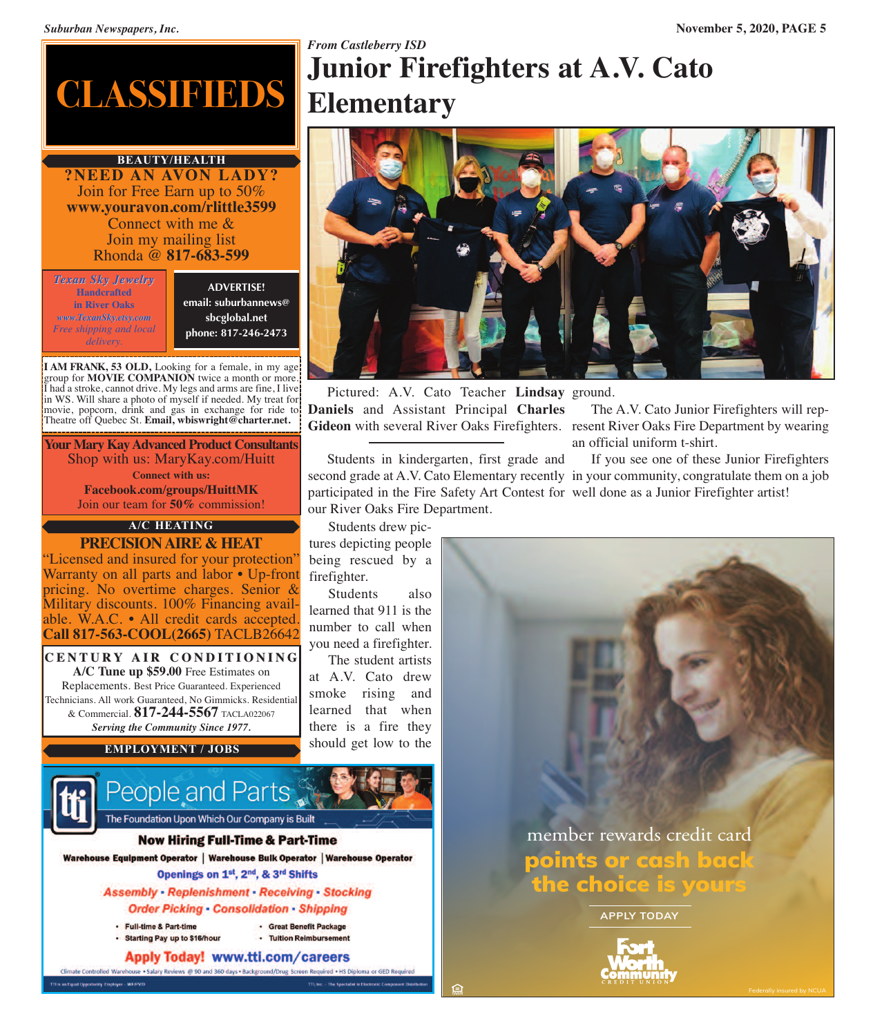# CLASSIFIEDS

### BEAUTY/HEALTH

**?NEED AN AVON LADY?**
Join for Free Earn up to 50%
**www.youravon.com/rlittle3599**
Connect with me &
Join my mailing list
Rhonda @ **817-683-599**

*Texan Sky Jewelry*
**Handcrafted in River Oaks**
*www.TexanSky.etsy.com*
*Free shipping and local delivery.*

**ADVERTISE!**
**email: suburbannews@sbcglobal.net**
**phone: 817-246-2473**

**I AM FRANK, 53 OLD,** Looking for a female, in my age group for **MOVIE COMPANION** twice a month or more. I had a stroke, cannot drive. My legs and arms are fine, I live in WS. Will share a photo of myself if needed. My treat for movie, popcorn, drink and gas in exchange for ride to Theatre off Quebec St. **Email, wbiswright@charter.net.**

**Your Mary Kay Advanced Product Consultants**
Shop with us: MaryKay.com/Huitt
**Connect with us:**
**Facebook.com/groups/HuittMK**
Join our team for **50%** commission!

### A/C HEATING

**PRECISION AIRE & HEAT**
"Licensed and insured for your protection" Warranty on all parts and labor • Up-front pricing. No overtime charges. Senior & Military discounts. 100% Financing available. W.A.C. • All credit cards accepted. **Call 817-563-COOL(2665)** TACLB26642

**CENTURY AIR CONDITIONING**
**A/C Tune up $59.00** Free Estimates on Replacements. Best Price Guaranteed. Experienced Technicians. All work Guaranteed, No Gimmicks. Residential & Commercial. **817-244-5567** TACLA022067
***Serving the Community Since 1977.***

### EMPLOYMENT / JOBS

**tti People and Parts**
The Foundation Upon Which Our Company is Built

**Now Hiring Full-Time & Part-Time**
**Warehouse Equipment Operator | Warehouse Bulk Operator | Warehouse Operator**
**Openings on 1st, 2nd, & 3rd Shifts**
***Assembly • Replenishment • Receiving • Stocking***
***Order Picking • Consolidation • Shipping***

- Full-time & Part-time
- Starting Pay up to $16/hour
- Great Benefit Package
- Tuition Reimbursement

**Apply Today! www.tti.com/careers**

Climate Controlled Warehouse • Salary Reviews @ 90 and 360 days • Background/Drug Screen Required • HS Diploma or GED Required

TTI is an Equal Opportunity Employer - M/F/D/V
TTI, Inc. - The Specialist in Electronic Component Distribution

*From Castleberry ISD*

# Junior Firefighters at A.V. Cato Elementary

Pictured: A.V. Cato Teacher **Lindsay Daniels** and Assistant Principal **Charles Gideon** with several River Oaks Firefighters.

---

Students in kindergarten, first grade and second grade at A.V. Cato Elementary recently participated in the Fire Safety Art Contest for our River Oaks Fire Department.

Students drew pictures depicting people being rescued by a firefighter.

Students also learned that 911 is the number to call when you need a firefighter.

The student artists at A.V. Cato drew smoke rising and learned that when there is a fire they should get low to the ground.

The A.V. Cato Junior Firefighters will represent River Oaks Fire Department by wearing an official uniform t-shirt.

If you see one of these Junior Firefighters in your community, congratulate them on a job well done as a Junior Firefighter artist!

member rewards credit card
**points or cash back the choice is yours**
APPLY TODAY
Fort Worth Community Credit Union
Federally insured by NCUA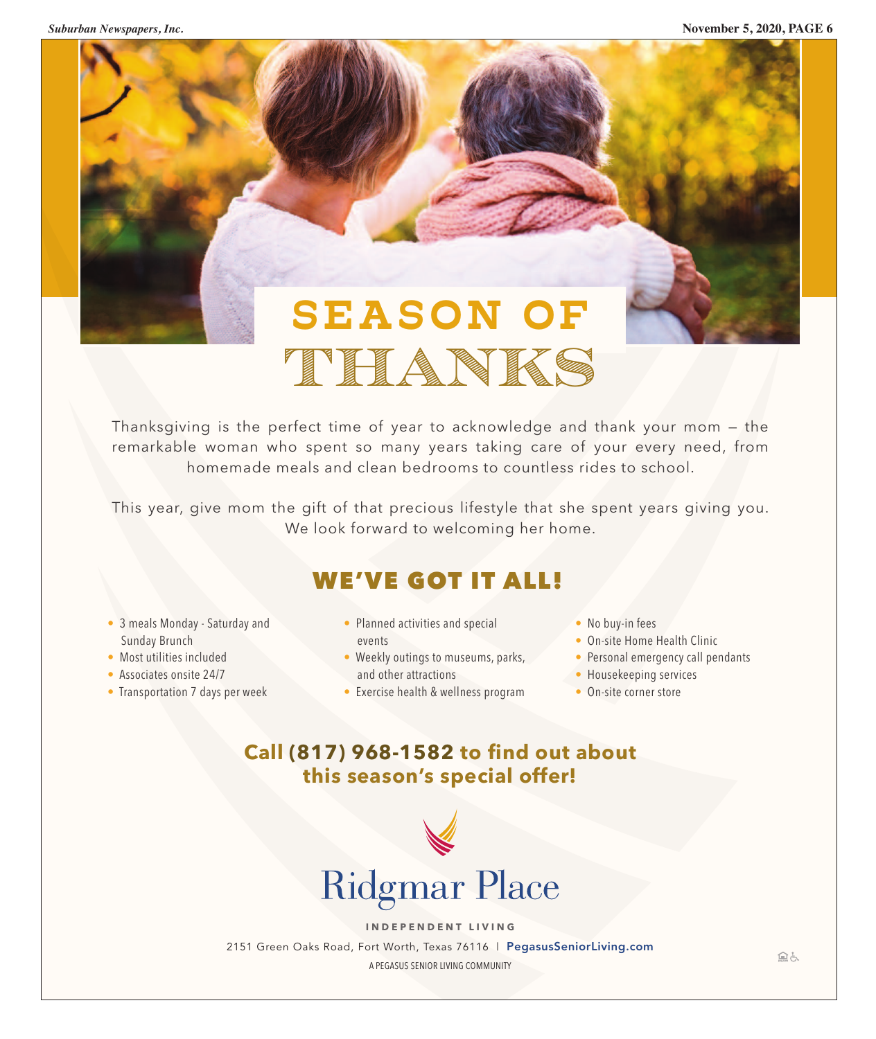# SEASON OF THANKS

Thanksgiving is the perfect time of year to acknowledge and thank your mom — the remarkable woman who spent so many years taking care of your every need, from homemade meals and clean bedrooms to countless rides to school.

This year, give mom the gift of that precious lifestyle that she spent years giving you. We look forward to welcoming her home.

## WE'VE GOT IT ALL!

- 3 meals Monday - Saturday and Sunday Brunch
- Most utilities included
- Associates onsite 24/7
- Transportation 7 days per week
- Planned activities and special events
- Weekly outings to museums, parks, and other attractions
- Exercise health & wellness program
- No buy-in fees
- On-site Home Health Clinic
- Personal emergency call pendants
- Housekeeping services
- On-site corner store

**Call (817) 968-1582 to find out about this season's special offer!**

Ridgmar Place

INDEPENDENT LIVING

2151 Green Oaks Road, Fort Worth, Texas 76116 | PegasusSeniorLiving.com

A PEGASUS SENIOR LIVING COMMUNITY